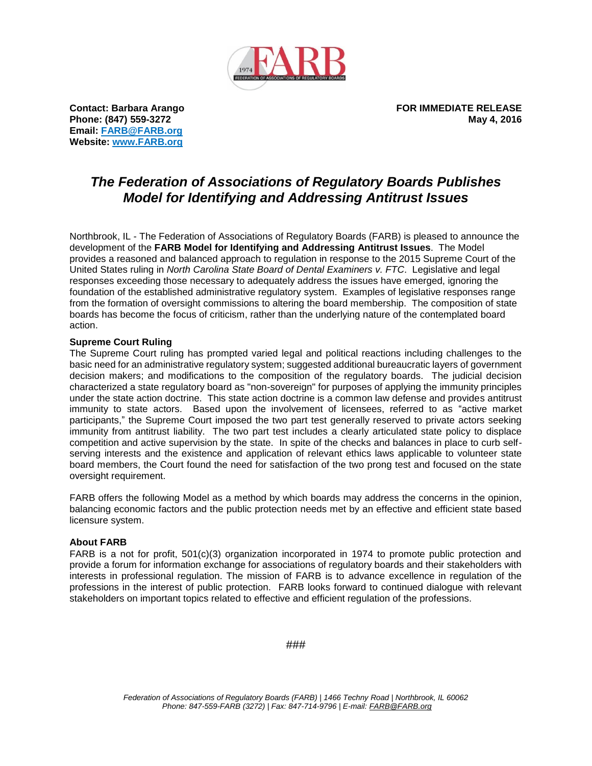**Contact: Barbara Arango**
**Phone: (847) 559-3272**
**Email: [FARB@FARB.org](mailto:FARB@FARB.org)**
**Website: [www.FARB.org](http://www.FARB.org)**

**FOR IMMEDIATE RELEASE**
**May 4, 2016**

# *The Federation of Associations of Regulatory Boards Publishes Model for Identifying and Addressing Antitrust Issues*

Northbrook, IL - The Federation of Associations of Regulatory Boards (FARB) is pleased to announce the development of the **FARB Model for Identifying and Addressing Antitrust Issues**. The Model provides a reasoned and balanced approach to regulation in response to the 2015 Supreme Court of the United States ruling in *North Carolina State Board of Dental Examiners v. FTC*. Legislative and legal responses exceeding those necessary to adequately address the issues have emerged, ignoring the foundation of the established administrative regulatory system. Examples of legislative responses range from the formation of oversight commissions to altering the board membership. The composition of state boards has become the focus of criticism, rather than the underlying nature of the contemplated board action.

**Supreme Court Ruling**

The Supreme Court ruling has prompted varied legal and political reactions including challenges to the basic need for an administrative regulatory system; suggested additional bureaucratic layers of government decision makers; and modifications to the composition of the regulatory boards. The judicial decision characterized a state regulatory board as "non-sovereign" for purposes of applying the immunity principles under the state action doctrine. This state action doctrine is a common law defense and provides antitrust immunity to state actors. Based upon the involvement of licensees, referred to as "active market participants," the Supreme Court imposed the two part test generally reserved to private actors seeking immunity from antitrust liability. The two part test includes a clearly articulated state policy to displace competition and active supervision by the state. In spite of the checks and balances in place to curb self-serving interests and the existence and application of relevant ethics laws applicable to volunteer state board members, the Court found the need for satisfaction of the two prong test and focused on the state oversight requirement.

FARB offers the following Model as a method by which boards may address the concerns in the opinion, balancing economic factors and the public protection needs met by an effective and efficient state based licensure system.

**About FARB**

FARB is a not for profit, 501(c)(3) organization incorporated in 1974 to promote public protection and provide a forum for information exchange for associations of regulatory boards and their stakeholders with interests in professional regulation. The mission of FARB is to advance excellence in regulation of the professions in the interest of public protection. FARB looks forward to continued dialogue with relevant stakeholders on important topics related to effective and efficient regulation of the professions.

###

*Federation of Associations of Regulatory Boards (FARB) | 1466 Techny Road | Northbrook, IL 60062*
*Phone: 847-559-FARB (3272) | Fax: 847-714-9796 | E-mail: [FARB@FARB.org](mailto:FARB@FARB.org)*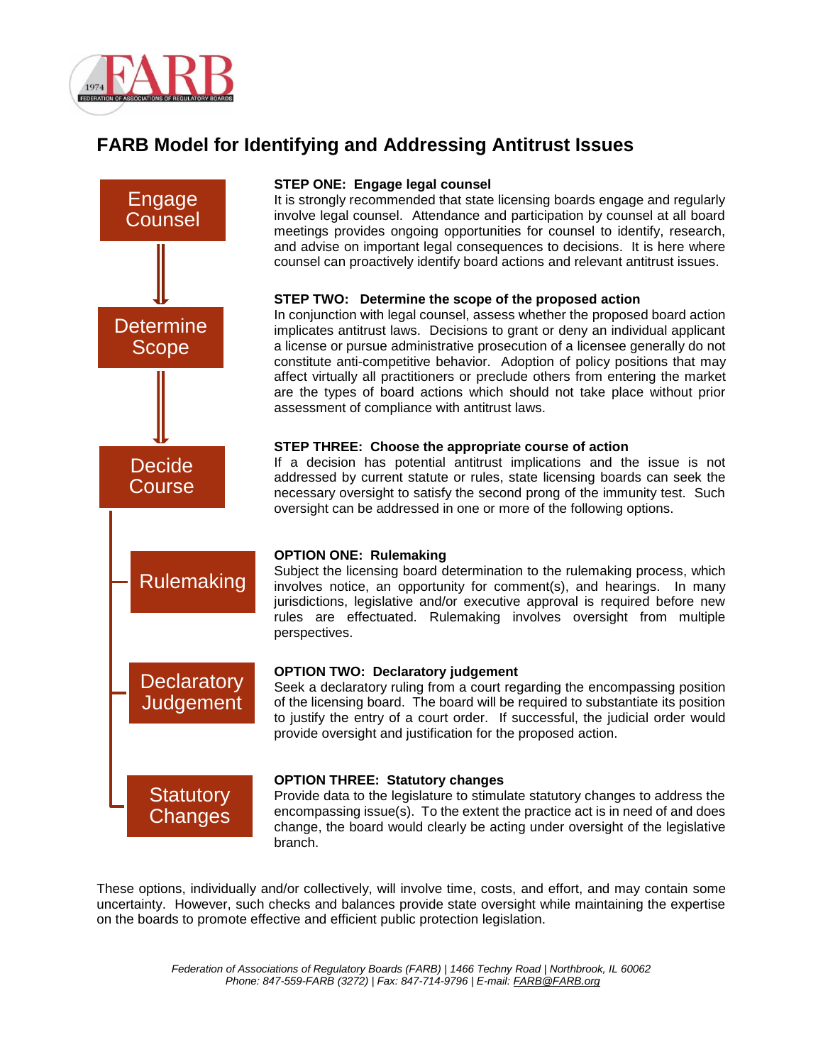# FARB Model for Identifying and Addressing Antitrust Issues

Engage Counsel

Determine Scope

Decide Course

Rulemaking

Declaratory Judgement

Statutory Changes

**STEP ONE: Engage legal counsel**
It is strongly recommended that state licensing boards engage and regularly involve legal counsel. Attendance and participation by counsel at all board meetings provides ongoing opportunities for counsel to identify, research, and advise on important legal consequences to decisions. It is here where counsel can proactively identify board actions and relevant antitrust issues.

**STEP TWO: Determine the scope of the proposed action**
In conjunction with legal counsel, assess whether the proposed board action implicates antitrust laws. Decisions to grant or deny an individual applicant a license or pursue administrative prosecution of a licensee generally do not constitute anti-competitive behavior. Adoption of policy positions that may affect virtually all practitioners or preclude others from entering the market are the types of board actions which should not take place without prior assessment of compliance with antitrust laws.

**STEP THREE: Choose the appropriate course of action**
If a decision has potential antitrust implications and the issue is not addressed by current statute or rules, state licensing boards can seek the necessary oversight to satisfy the second prong of the immunity test. Such oversight can be addressed in one or more of the following options.

**OPTION ONE: Rulemaking**
Subject the licensing board determination to the rulemaking process, which involves notice, an opportunity for comment(s), and hearings. In many jurisdictions, legislative and/or executive approval is required before new rules are effectuated. Rulemaking involves oversight from multiple perspectives.

**OPTION TWO: Declaratory judgement**
Seek a declaratory ruling from a court regarding the encompassing position of the licensing board. The board will be required to substantiate its position to justify the entry of a court order. If successful, the judicial order would provide oversight and justification for the proposed action.

**OPTION THREE: Statutory changes**
Provide data to the legislature to stimulate statutory changes to address the encompassing issue(s). To the extent the practice act is in need of and does change, the board would clearly be acting under oversight of the legislative branch.

These options, individually and/or collectively, will involve time, costs, and effort, and may contain some uncertainty. However, such checks and balances provide state oversight while maintaining the expertise on the boards to promote effective and efficient public protection legislation.

*Federation of Associations of Regulatory Boards (FARB) | 1466 Techny Road | Northbrook, IL 60062*
*Phone: 847-559-FARB (3272) | Fax: 847-714-9796 | E-mail: FARB@FARB.org*